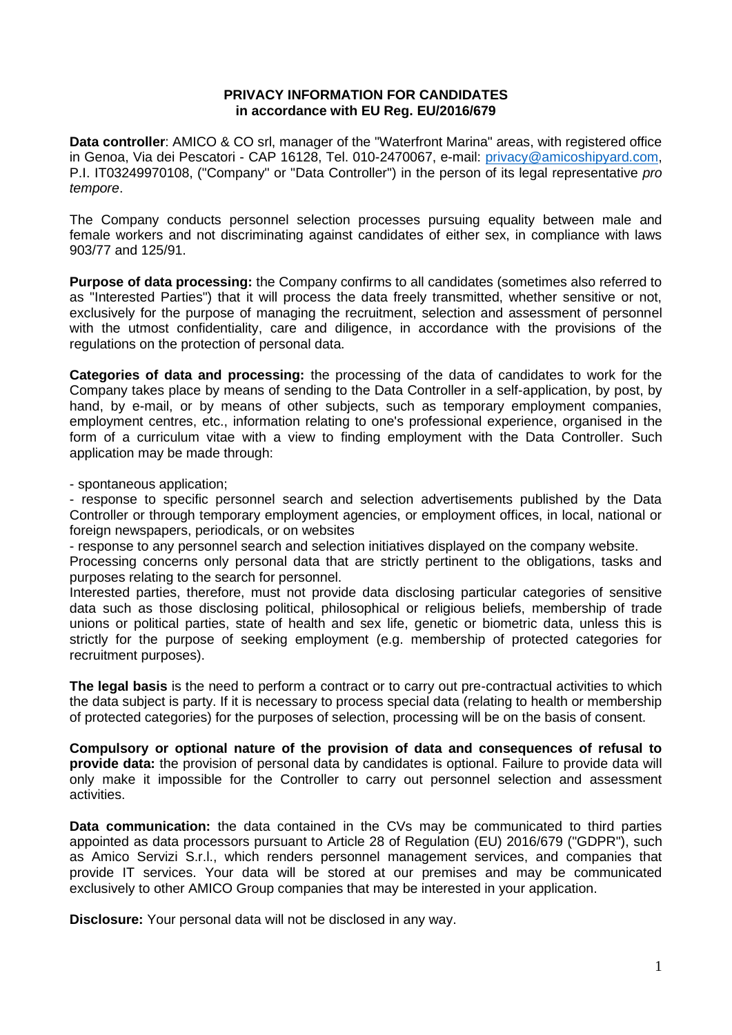# PRIVACY INFORMATION FOR CANDIDATES
## in accordance with EU Reg. EU/2016/679

**Data controller**: AMICO & CO srl, manager of the "Waterfront Marina" areas, with registered office in Genoa, Via dei Pescatori - CAP 16128, Tel. 010-2470067, e-mail: privacy@amicoshipyard.com, P.I. IT03249970108, ("Company" or "Data Controller") in the person of its legal representative *pro tempore*.

The Company conducts personnel selection processes pursuing equality between male and female workers and not discriminating against candidates of either sex, in compliance with laws 903/77 and 125/91.

**Purpose of data processing:** the Company confirms to all candidates (sometimes also referred to as "Interested Parties") that it will process the data freely transmitted, whether sensitive or not, exclusively for the purpose of managing the recruitment, selection and assessment of personnel with the utmost confidentiality, care and diligence, in accordance with the provisions of the regulations on the protection of personal data.

**Categories of data and processing:** the processing of the data of candidates to work for the Company takes place by means of sending to the Data Controller in a self-application, by post, by hand, by e-mail, or by means of other subjects, such as temporary employment companies, employment centres, etc., information relating to one's professional experience, organised in the form of a curriculum vitae with a view to finding employment with the Data Controller. Such application may be made through:

- spontaneous application;
- response to specific personnel search and selection advertisements published by the Data Controller or through temporary employment agencies, or employment offices, in local, national or foreign newspapers, periodicals, or on websites
- response to any personnel search and selection initiatives displayed on the company website.

Processing concerns only personal data that are strictly pertinent to the obligations, tasks and purposes relating to the search for personnel.

Interested parties, therefore, must not provide data disclosing particular categories of sensitive data such as those disclosing political, philosophical or religious beliefs, membership of trade unions or political parties, state of health and sex life, genetic or biometric data, unless this is strictly for the purpose of seeking employment (e.g. membership of protected categories for recruitment purposes).

**The legal basis** is the need to perform a contract or to carry out pre-contractual activities to which the data subject is party. If it is necessary to process special data (relating to health or membership of protected categories) for the purposes of selection, processing will be on the basis of consent.

**Compulsory or optional nature of the provision of data and consequences of refusal to provide data:** the provision of personal data by candidates is optional. Failure to provide data will only make it impossible for the Controller to carry out personnel selection and assessment activities.

**Data communication:** the data contained in the CVs may be communicated to third parties appointed as data processors pursuant to Article 28 of Regulation (EU) 2016/679 ("GDPR"), such as Amico Servizi S.r.l., which renders personnel management services, and companies that provide IT services. Your data will be stored at our premises and may be communicated exclusively to other AMICO Group companies that may be interested in your application.

**Disclosure:** Your personal data will not be disclosed in any way.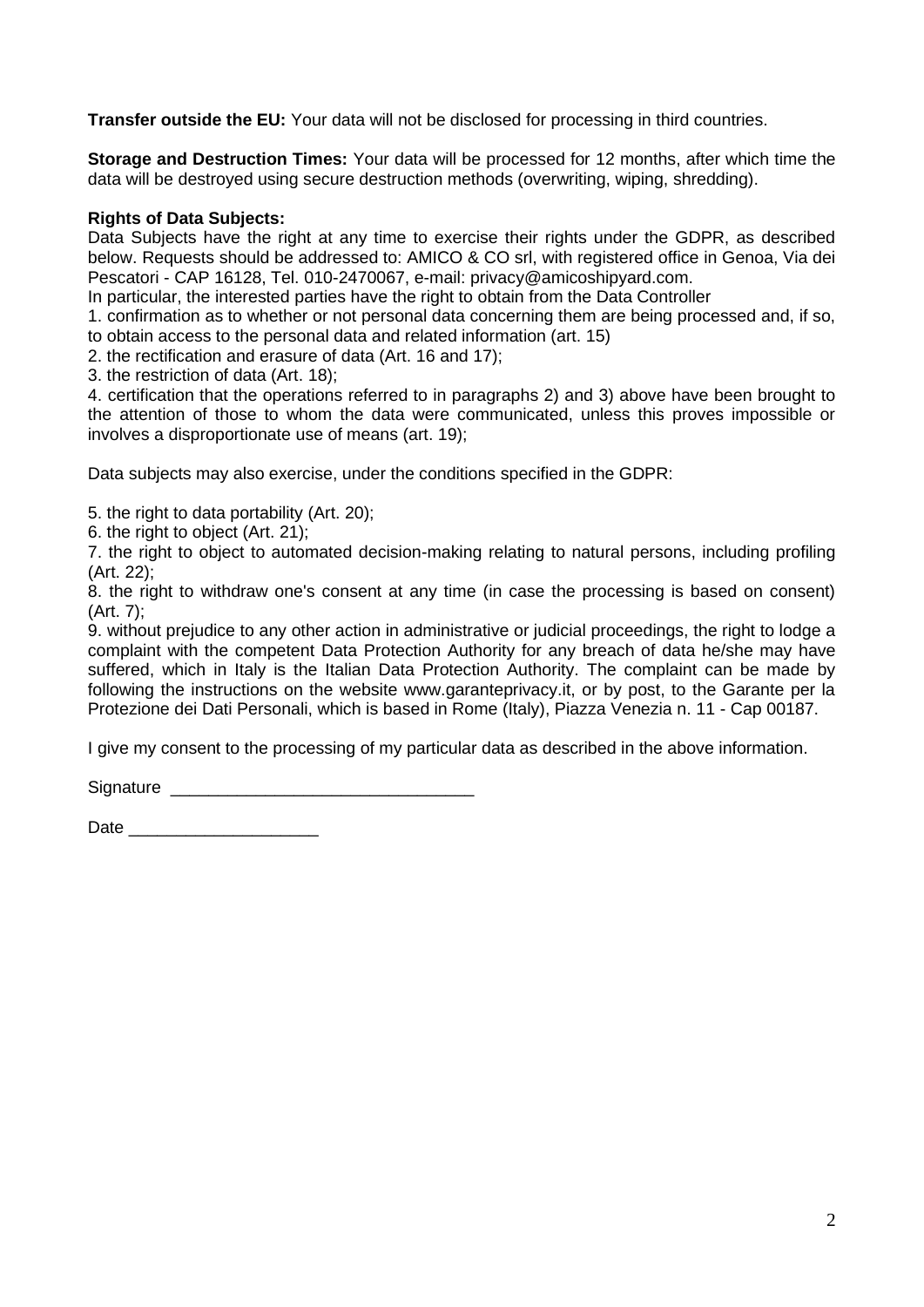**Transfer outside the EU:** Your data will not be disclosed for processing in third countries.

**Storage and Destruction Times:** Your data will be processed for 12 months, after which time the data will be destroyed using secure destruction methods (overwriting, wiping, shredding).

**Rights of Data Subjects:**

Data Subjects have the right at any time to exercise their rights under the GDPR, as described below. Requests should be addressed to: AMICO & CO srl, with registered office in Genoa, Via dei Pescatori - CAP 16128, Tel. 010-2470067, e-mail: privacy@amicoshipyard.com.

In particular, the interested parties have the right to obtain from the Data Controller

1. confirmation as to whether or not personal data concerning them are being processed and, if so, to obtain access to the personal data and related information (art. 15)
2. the rectification and erasure of data (Art. 16 and 17);
3. the restriction of data (Art. 18);
4. certification that the operations referred to in paragraphs 2) and 3) above have been brought to the attention of those to whom the data were communicated, unless this proves impossible or involves a disproportionate use of means (art. 19);

Data subjects may also exercise, under the conditions specified in the GDPR:

5. the right to data portability (Art. 20);
6. the right to object (Art. 21);
7. the right to object to automated decision-making relating to natural persons, including profiling (Art. 22);
8. the right to withdraw one's consent at any time (in case the processing is based on consent) (Art. 7);
9. without prejudice to any other action in administrative or judicial proceedings, the right to lodge a complaint with the competent Data Protection Authority for any breach of data he/she may have suffered, which in Italy is the Italian Data Protection Authority. The complaint can be made by following the instructions on the website www.garanteprivacy.it, or by post, to the Garante per la Protezione dei Dati Personali, which is based in Rome (Italy), Piazza Venezia n. 11 - Cap 00187.

I give my consent to the processing of my particular data as described in the above information.

Signature ________________________________

Date ____________________